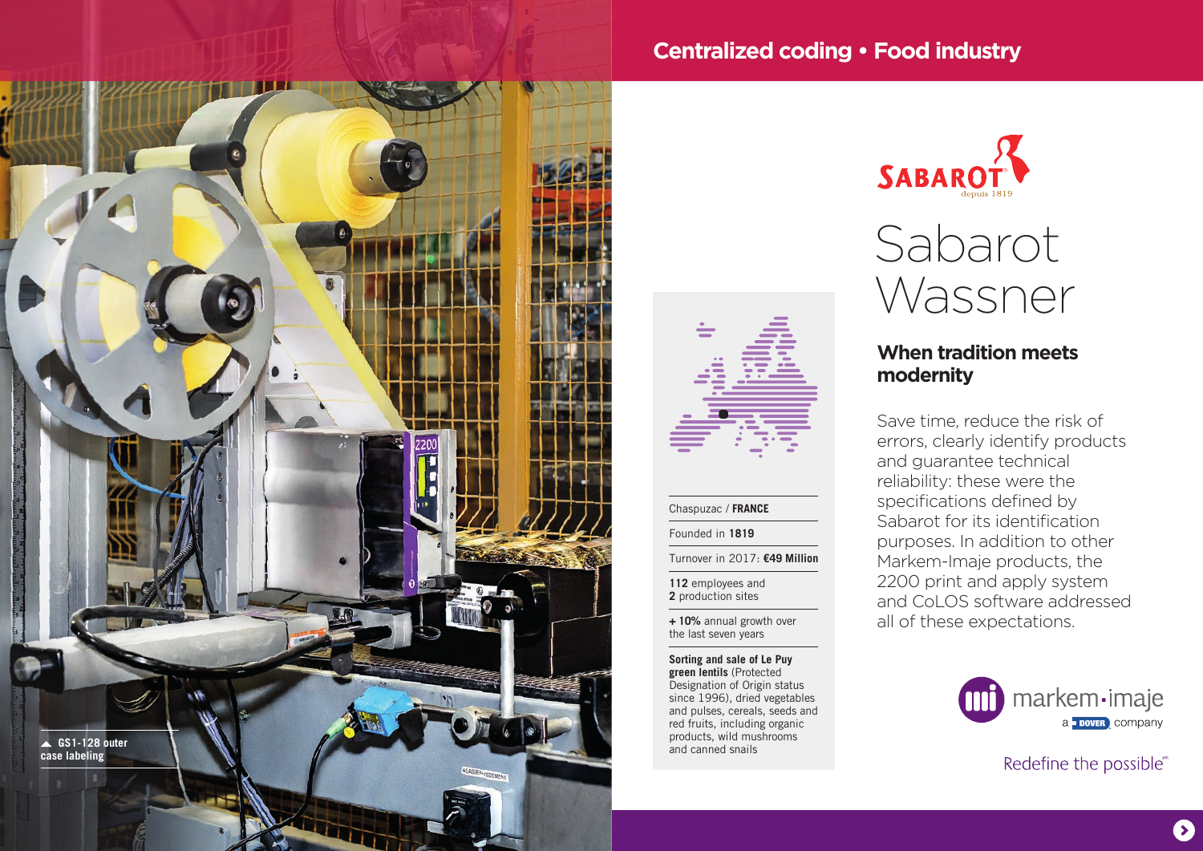## Centralized coding • Food industry

▲ GS1-128 outer case labeling

SABAROT depuis 1819

# Sabarot Wassner

Chaspuzac / **FRANCE**

Founded in **1819**

Turnover in 2017: **€49 Million**

**112** employees and
**2** production sites

**+ 10%** annual growth over the last seven years

**Sorting and sale of Le Puy green lentils** (Protected Designation of Origin status since 1996), dried vegetables and pulses, cereals, seeds and red fruits, including organic products, wild mushrooms and canned snails

## When tradition meets modernity

Save time, reduce the risk of errors, clearly identify products and guarantee technical reliability: these were the specifications defined by Sabarot for its identification purposes. In addition to other Markem-Imaje products, the 2200 print and apply system and CoLOS software addressed all of these expectations.

markem·imaje
a DOVER company

Redefine the possible℠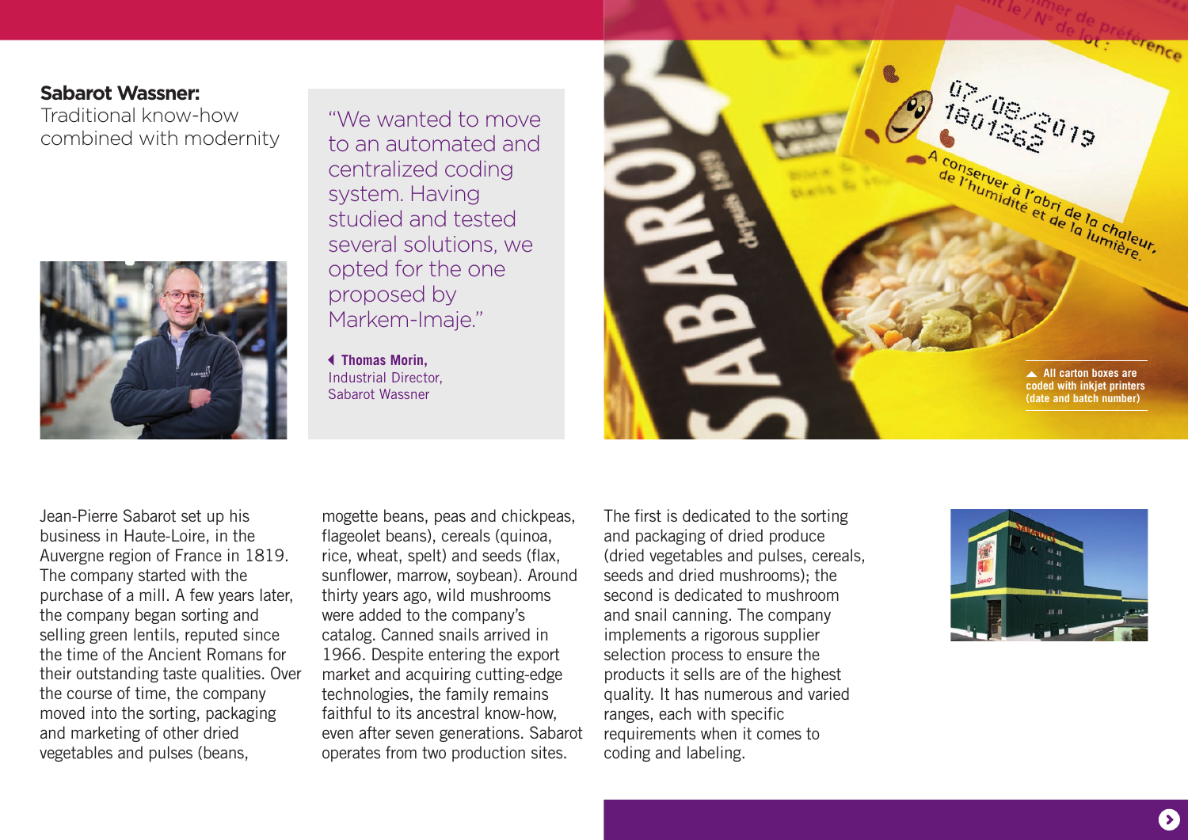## Sabarot Wassner:

Traditional know-how combined with modernity

> "We wanted to move to an automated and centralized coding system. Having studied and tested several solutions, we opted for the one proposed by Markem-Imaje."
>
> **Thomas Morin,** Industrial Director, Sabarot Wassner

All carton boxes are coded with inkjet printers (date and batch number)

Jean-Pierre Sabarot set up his business in Haute-Loire, in the Auvergne region of France in 1819. The company started with the purchase of a mill. A few years later, the company began sorting and selling green lentils, reputed since the time of the Ancient Romans for their outstanding taste qualities. Over the course of time, the company moved into the sorting, packaging and marketing of other dried vegetables and pulses (beans, mogette beans, peas and chickpeas, flageolet beans), cereals (quinoa, rice, wheat, spelt) and seeds (flax, sunflower, marrow, soybean). Around thirty years ago, wild mushrooms were added to the company's catalog. Canned snails arrived in 1966. Despite entering the export market and acquiring cutting-edge technologies, the family remains faithful to its ancestral know-how, even after seven generations. Sabarot operates from two production sites. The first is dedicated to the sorting and packaging of dried produce (dried vegetables and pulses, cereals, seeds and dried mushrooms); the second is dedicated to mushroom and snail canning. The company implements a rigorous supplier selection process to ensure the products it sells are of the highest quality. It has numerous and varied ranges, each with specific requirements when it comes to coding and labeling.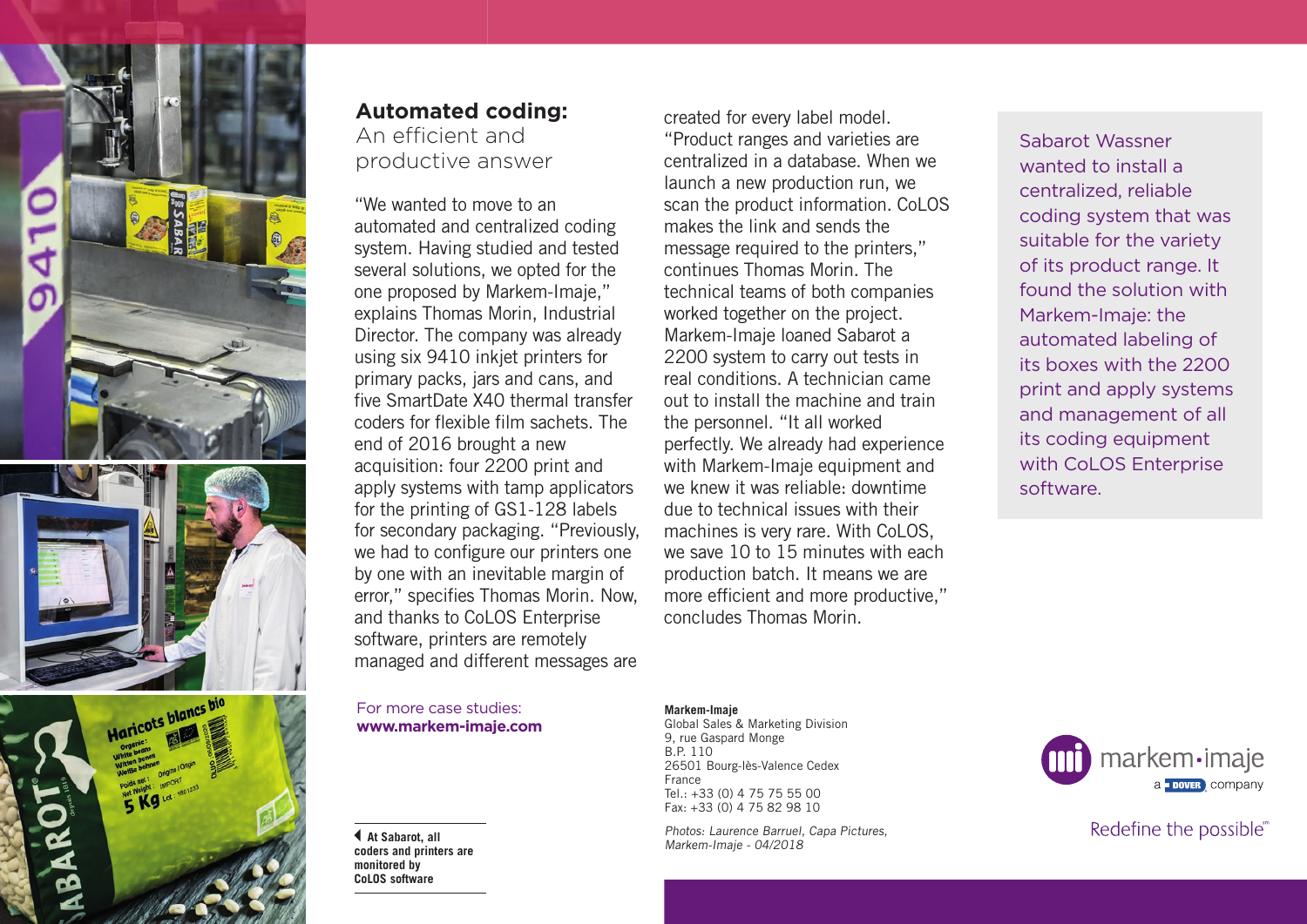## Automated coding:

### An efficient and productive answer

"We wanted to move to an automated and centralized coding system. Having studied and tested several solutions, we opted for the one proposed by Markem-Imaje," explains Thomas Morin, Industrial Director. The company was already using six 9410 inkjet printers for primary packs, jars and cans, and five SmartDate X40 thermal transfer coders for flexible film sachets. The end of 2016 brought a new acquisition: four 2200 print and apply systems with tamp applicators for the printing of GS1-128 labels for secondary packaging. "Previously, we had to configure our printers one by one with an inevitable margin of error," specifies Thomas Morin. Now, and thanks to CoLOS Enterprise software, printers are remotely managed and different messages are created for every label model. "Product ranges and varieties are centralized in a database. When we launch a new production run, we scan the product information. CoLOS makes the link and sends the message required to the printers," continues Thomas Morin. The technical teams of both companies worked together on the project. Markem-Imaje loaned Sabarot a 2200 system to carry out tests in real conditions. A technician came out to install the machine and train the personnel. "It all worked perfectly. We already had experience with Markem-Imaje equipment and we knew it was reliable: downtime due to technical issues with their machines is very rare. With CoLOS, we save 10 to 15 minutes with each production batch. It means we are more efficient and more productive," concludes Thomas Morin.

Sabarot Wassner wanted to install a centralized, reliable coding system that was suitable for the variety of its product range. It found the solution with Markem-Imaje: the automated labeling of its boxes with the 2200 print and apply systems and management of all its coding equipment with CoLOS Enterprise software.

**At Sabarot, all coders and printers are monitored by CoLOS software**

For more case studies:
**www.markem-imaje.com**

**Markem-Imaje**
Global Sales & Marketing Division
9, rue Gaspard Monge
B.P. 110
26501 Bourg-lès-Valence Cedex
France
Tel.: +33 (0) 4 75 75 55 00
Fax: +33 (0) 4 75 82 98 10

*Photos: Laurence Barruel, Capa Pictures, Markem-Imaje - 04/2018*

markem-imaje
a DOVER company
Redefine the possible℠